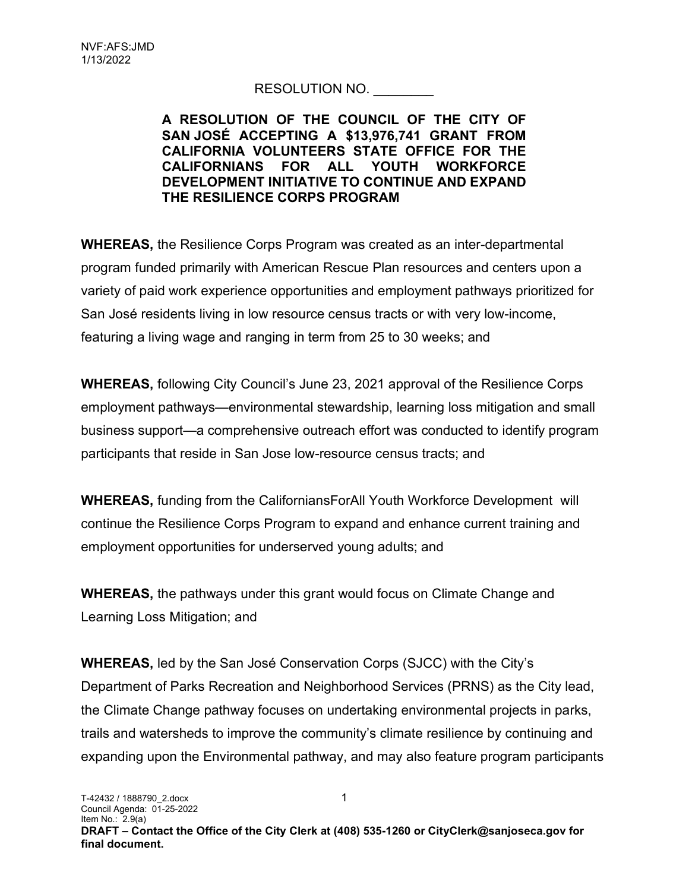NVF:AFS:JMD
1/13/2022

RESOLUTION NO. ________

**A RESOLUTION OF THE COUNCIL OF THE CITY OF SAN JOSÉ ACCEPTING A $13,976,741 GRANT FROM CALIFORNIA VOLUNTEERS STATE OFFICE FOR THE CALIFORNIANS FOR ALL YOUTH WORKFORCE DEVELOPMENT INITIATIVE TO CONTINUE AND EXPAND THE RESILIENCE CORPS PROGRAM**

**WHEREAS,** the Resilience Corps Program was created as an inter-departmental program funded primarily with American Rescue Plan resources and centers upon a variety of paid work experience opportunities and employment pathways prioritized for San José residents living in low resource census tracts or with very low-income, featuring a living wage and ranging in term from 25 to 30 weeks; and

**WHEREAS,** following City Council's June 23, 2021 approval of the Resilience Corps employment pathways—environmental stewardship, learning loss mitigation and small business support—a comprehensive outreach effort was conducted to identify program participants that reside in San Jose low-resource census tracts; and

**WHEREAS,** funding from the CaliforniansForAll Youth Workforce Development will continue the Resilience Corps Program to expand and enhance current training and employment opportunities for underserved young adults; and

**WHEREAS,** the pathways under this grant would focus on Climate Change and Learning Loss Mitigation; and

**WHEREAS,** led by the San José Conservation Corps (SJCC) with the City's Department of Parks Recreation and Neighborhood Services (PRNS) as the City lead, the Climate Change pathway focuses on undertaking environmental projects in parks, trails and watersheds to improve the community's climate resilience by continuing and expanding upon the Environmental pathway, and may also feature program participants

T-42432 / 1888790_2.docx
Council Agenda: 01-25-2022
Item No.: 2.9(a)
**DRAFT – Contact the Office of the City Clerk at (408) 535-1260 or CityClerk@sanjoseca.gov for final document.**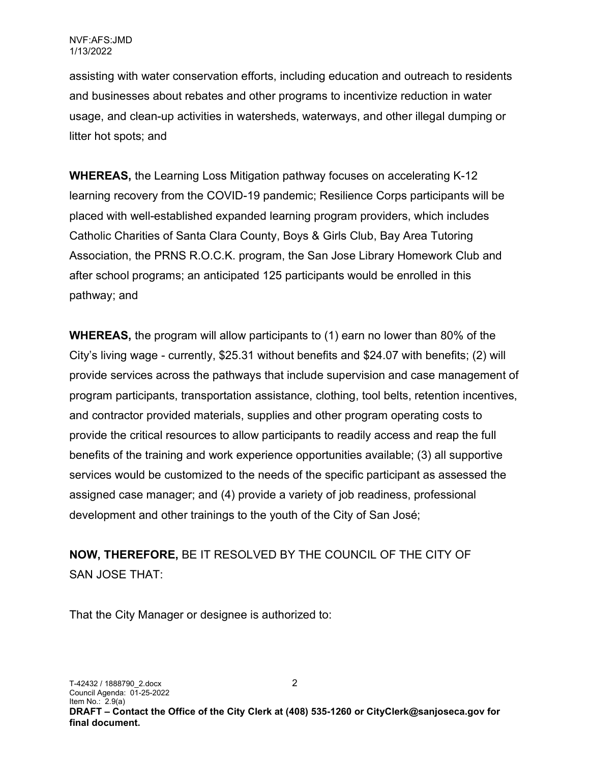assisting with water conservation efforts, including education and outreach to residents and businesses about rebates and other programs to incentivize reduction in water usage, and clean-up activities in watersheds, waterways, and other illegal dumping or litter hot spots; and

**WHEREAS,** the Learning Loss Mitigation pathway focuses on accelerating K-12 learning recovery from the COVID-19 pandemic; Resilience Corps participants will be placed with well-established expanded learning program providers, which includes Catholic Charities of Santa Clara County, Boys & Girls Club, Bay Area Tutoring Association, the PRNS R.O.C.K. program, the San Jose Library Homework Club and after school programs; an anticipated 125 participants would be enrolled in this pathway; and

**WHEREAS,** the program will allow participants to (1) earn no lower than 80% of the City's living wage - currently, $25.31 without benefits and $24.07 with benefits; (2) will provide services across the pathways that include supervision and case management of program participants, transportation assistance, clothing, tool belts, retention incentives, and contractor provided materials, supplies and other program operating costs to provide the critical resources to allow participants to readily access and reap the full benefits of the training and work experience opportunities available; (3) all supportive services would be customized to the needs of the specific participant as assessed the assigned case manager; and (4) provide a variety of job readiness, professional development and other trainings to the youth of the City of San José;

**NOW, THEREFORE,** BE IT RESOLVED BY THE COUNCIL OF THE CITY OF SAN JOSE THAT:

That the City Manager or designee is authorized to: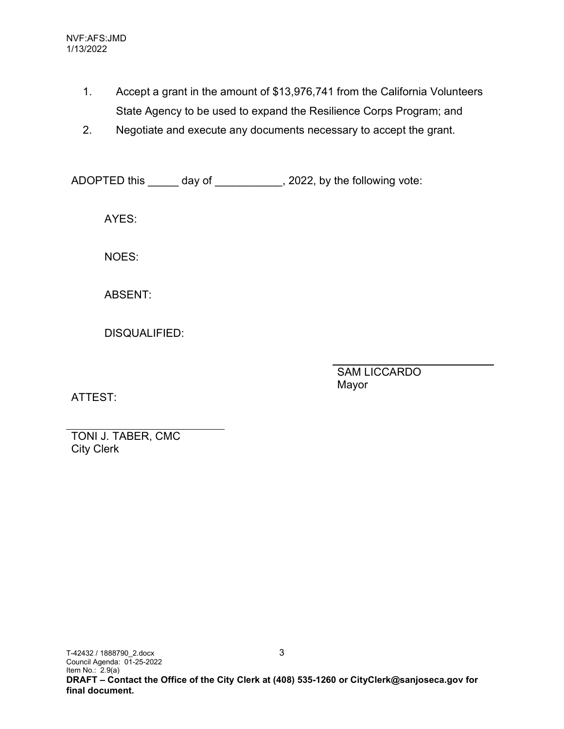1. Accept a grant in the amount of $13,976,741 from the California Volunteers State Agency to be used to expand the Resilience Corps Program; and
2. Negotiate and execute any documents necessary to accept the grant.

ADOPTED this _____ day of ___________, 2022, by the following vote:

AYES:

NOES:

ABSENT:

DISQUALIFIED:

SAM LICCARDO
Mayor

ATTEST:

TONI J. TABER, CMC
City Clerk